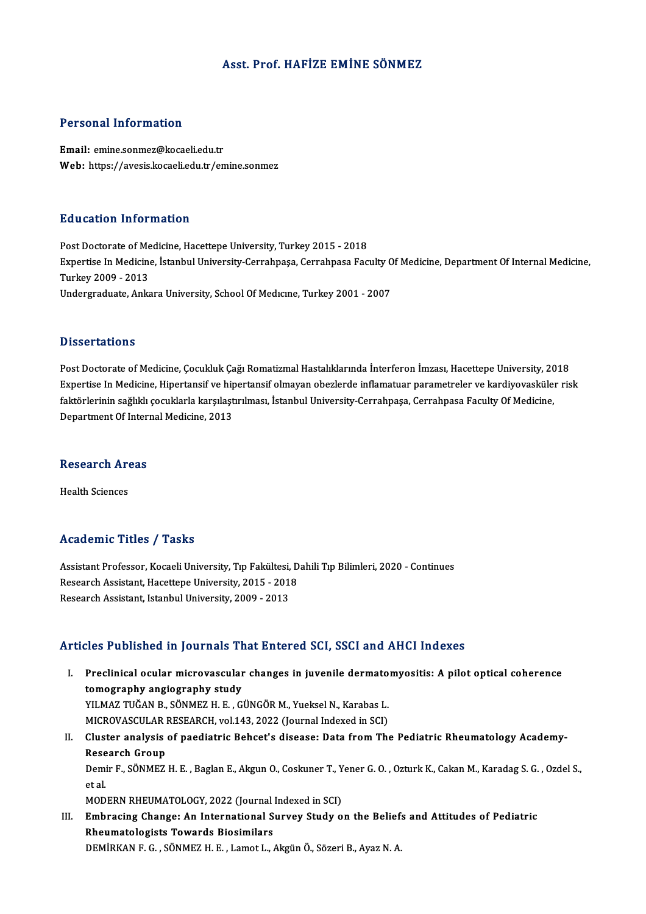# Asst. Prof. HAFİZE EMİNE SÖNMEZ

## Personal Information

**Email:** emine.sonmez@kocaeli.edu.tr
**Web:** https://avesis.kocaeli.edu.tr/emine.sonmez

## Education Information

Post Doctorate of Medicine, Hacettepe University, Turkey 2015 - 2018
Expertise In Medicine, İstanbul University-Cerrahpaşa, Cerrahpasa Faculty Of Medicine, Department Of Internal Medicine, Turkey 2009 - 2013
Undergraduate, Ankara University, School Of Medıcıne, Turkey 2001 - 2007

## Dissertations

Post Doctorate of Medicine, Çocukluk Çağı Romatizmal Hastalıklarında İnterferon İmzası, Hacettepe University, 2018
Expertise In Medicine, Hipertansif ve hipertansif olmayan obezlerde inflamatuar parametreler ve kardiyovasküler risk faktörlerinin sağlıklı çocuklarla karşılaştırılması, İstanbul University-Cerrahpaşa, Cerrahpasa Faculty Of Medicine, Department Of Internal Medicine, 2013

## Research Areas

Health Sciences

## Academic Titles / Tasks

Assistant Professor, Kocaeli University, Tıp Fakültesi, Dahili Tıp Bilimleri, 2020 - Continues
Research Assistant, Hacettepe University, 2015 - 2018
Research Assistant, Istanbul University, 2009 - 2013

## Articles Published in Journals That Entered SCI, SSCI and AHCI Indexes

I. **Preclinical ocular microvascular changes in juvenile dermatomyositis: A pilot optical coherence tomography angiography study**
YILMAZ TUĞAN B., SÖNMEZ H. E. , GÜNGÖR M., Yueksel N., Karabas L.
MICROVASCULAR RESEARCH, vol.143, 2022 (Journal Indexed in SCI)

II. **Cluster analysis of paediatric Behcet's disease: Data from The Pediatric Rheumatology Academy-Research Group**
Demir F., SÖNMEZ H. E. , Baglan E., Akgun O., Coskuner T., Yener G. O. , Ozturk K., Cakan M., Karadag S. G. , Ozdel S., et al.
MODERN RHEUMATOLOGY, 2022 (Journal Indexed in SCI)

III. **Embracing Change: An International Survey Study on the Beliefs and Attitudes of Pediatric Rheumatologists Towards Biosimilars**
DEMİRKAN F. G. , SÖNMEZ H. E. , Lamot L., Akgün Ö., Sözeri B., Ayaz N. A.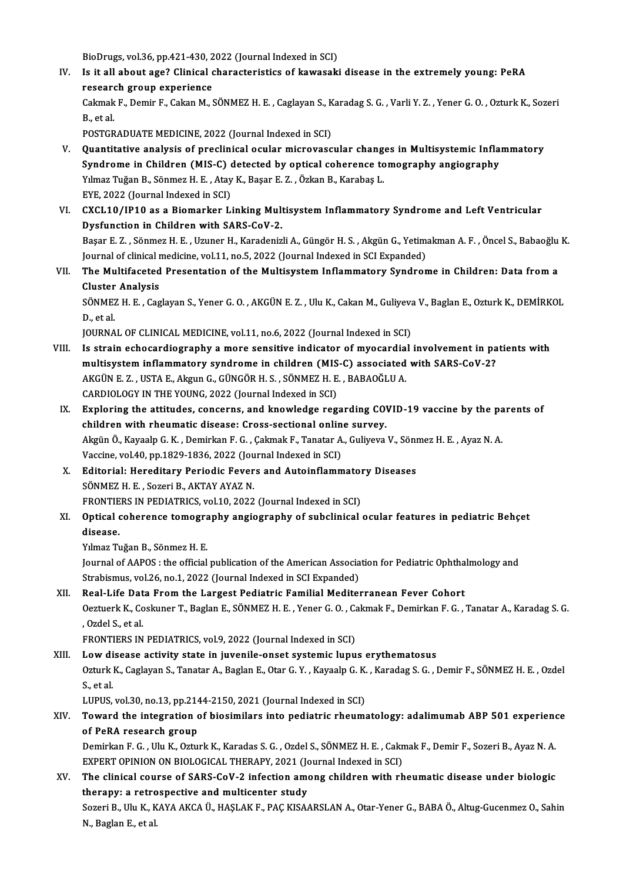BioDrugs, vol.36, pp.421-430, 2022 (Journal Indexed in SCI)

IV. **Is it all about age? Clinical characteristics of kawasaki disease in the extremely young: PeRA research group experience**
Cakmak F., Demir F., Cakan M., SÖNMEZ H. E. , Caglayan S., Karadag S. G. , Varli Y. Z. , Yener G. O. , Ozturk K., Sozeri B., et al.
POSTGRADUATE MEDICINE, 2022 (Journal Indexed in SCI)

V. **Quantitative analysis of preclinical ocular microvascular changes in Multisystemic Inflammatory Syndrome in Children (MIS-C) detected by optical coherence tomography angiography**
Yılmaz Tuğan B., Sönmez H. E. , Atay K., Başar E. Z. , Özkan B., Karabaş L.
EYE, 2022 (Journal Indexed in SCI)

VI. **CXCL10/IP10 as a Biomarker Linking Multisystem Inflammatory Syndrome and Left Ventricular Dysfunction in Children with SARS-CoV-2.**
Başar E. Z. , Sönmez H. E. , Uzuner H., Karadenizli A., Güngör H. S. , Akgün G., Yetimakman A. F. , Öncel S., Babaoğlu K.
Journal of clinical medicine, vol.11, no.5, 2022 (Journal Indexed in SCI Expanded)

VII. **The Multifaceted Presentation of the Multisystem Inflammatory Syndrome in Children: Data from a Cluster Analysis**
SÖNMEZ H. E. , Caglayan S., Yener G. O. , AKGÜN E. Z. , Ulu K., Cakan M., Guliyeva V., Baglan E., Ozturk K., DEMİRKOL D., et al.
JOURNAL OF CLINICAL MEDICINE, vol.11, no.6, 2022 (Journal Indexed in SCI)

VIII. **Is strain echocardiography a more sensitive indicator of myocardial involvement in patients with multisystem inflammatory syndrome in children (MIS-C) associated with SARS-CoV-2?**
AKGÜN E. Z. , USTA E., Akgun G., GÜNGÖR H. S. , SÖNMEZ H. E. , BABAOĞLU A.
CARDIOLOGY IN THE YOUNG, 2022 (Journal Indexed in SCI)

IX. **Exploring the attitudes, concerns, and knowledge regarding COVID-19 vaccine by the parents of children with rheumatic disease: Cross-sectional online survey.**
Akgün Ö., Kayaalp G. K. , Demirkan F. G. , Çakmak F., Tanatar A., Guliyeva V., Sönmez H. E. , Ayaz N. A.
Vaccine, vol.40, pp.1829-1836, 2022 (Journal Indexed in SCI)

X. **Editorial: Hereditary Periodic Fevers and Autoinflammatory Diseases**
SÖNMEZ H. E. , Sozeri B., AKTAY AYAZ N.
FRONTIERS IN PEDIATRICS, vol.10, 2022 (Journal Indexed in SCI)

XI. **Optical coherence tomography angiography of subclinical ocular features in pediatric Behçet disease.**
Yılmaz Tuğan B., Sönmez H. E.
Journal of AAPOS : the official publication of the American Association for Pediatric Ophthalmology and Strabismus, vol.26, no.1, 2022 (Journal Indexed in SCI Expanded)

XII. **Real-Life Data From the Largest Pediatric Familial Mediterranean Fever Cohort**
Oeztuerk K., Coskuner T., Baglan E., SÖNMEZ H. E. , Yener G. O. , Cakmak F., Demirkan F. G. , Tanatar A., Karadag S. G. , Ozdel S., et al.
FRONTIERS IN PEDIATRICS, vol.9, 2022 (Journal Indexed in SCI)

XIII. **Low disease activity state in juvenile-onset systemic lupus erythematosus**
Ozturk K., Caglayan S., Tanatar A., Baglan E., Otar G. Y. , Kayaalp G. K. , Karadag S. G. , Demir F., SÖNMEZ H. E. , Ozdel S., et al.
LUPUS, vol.30, no.13, pp.2144-2150, 2021 (Journal Indexed in SCI)

XIV. **Toward the integration of biosimilars into pediatric rheumatology: adalimumab ABP 501 experience of PeRA research group**
Demirkan F. G. , Ulu K., Ozturk K., Karadas S. G. , Ozdel S., SÖNMEZ H. E. , Cakmak F., Demir F., Sozeri B., Ayaz N. A.
EXPERT OPINION ON BIOLOGICAL THERAPY, 2021 (Journal Indexed in SCI)

XV. **The clinical course of SARS-CoV-2 infection among children with rheumatic disease under biologic therapy: a retrospective and multicenter study**
Sozeri B., Ulu K., KAYA AKCA Ü., HAŞLAK F., PAÇ KISAARSLAN A., Otar-Yener G., BABA Ö., Altug-Gucenmez O., Sahin N., Baglan E., et al.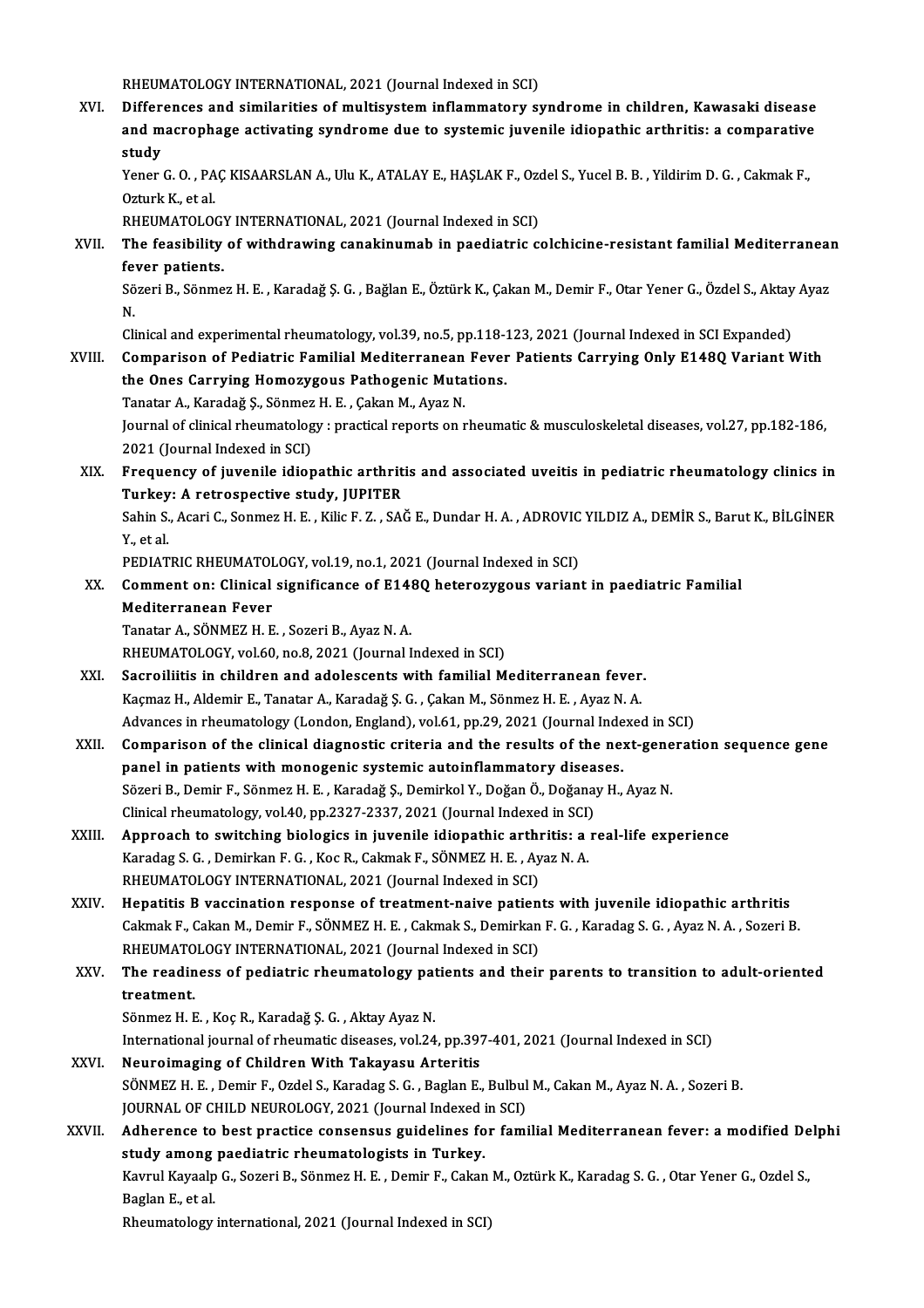RHEUMATOLOGY INTERNATIONAL, 2021 (Journal Indexed in SCI)

XVI. **Differences and similarities of multisystem inflammatory syndrome in children, Kawasaki disease and macrophage activating syndrome due to systemic juvenile idiopathic arthritis: a comparative study**
Yener G. O. , PAÇ KISAARSLAN A., Ulu K., ATALAY E., HAŞLAK F., Ozdel S., Yucel B. B. , Yildirim D. G. , Cakmak F., Ozturk K., et al.
RHEUMATOLOGY INTERNATIONAL, 2021 (Journal Indexed in SCI)

XVII. **The feasibility of withdrawing canakinumab in paediatric colchicine-resistant familial Mediterranean fever patients.**
Sözeri B., Sönmez H. E. , Karadağ Ş. G. , Bağlan E., Öztürk K., Çakan M., Demir F., Otar Yener G., Özdel S., Aktay Ayaz N.
Clinical and experimental rheumatology, vol.39, no.5, pp.118-123, 2021 (Journal Indexed in SCI Expanded)

XVIII. **Comparison of Pediatric Familial Mediterranean Fever Patients Carrying Only E148Q Variant With the Ones Carrying Homozygous Pathogenic Mutations.**
Tanatar A., Karadağ Ş., Sönmez H. E. , Çakan M., Ayaz N.
Journal of clinical rheumatology : practical reports on rheumatic & musculoskeletal diseases, vol.27, pp.182-186, 2021 (Journal Indexed in SCI)

XIX. **Frequency of juvenile idiopathic arthritis and associated uveitis in pediatric rheumatology clinics in Turkey: A retrospective study, JUPITER**
Sahin S., Acari C., Sonmez H. E. , Kilic F. Z. , SAĞ E., Dundar H. A. , ADROVIC YILDIZ A., DEMİR S., Barut K., BİLGİNER Y., et al.
PEDIATRIC RHEUMATOLOGY, vol.19, no.1, 2021 (Journal Indexed in SCI)

XX. **Comment on: Clinical significance of E148Q heterozygous variant in paediatric Familial Mediterranean Fever**
Tanatar A., SÖNMEZ H. E. , Sozeri B., Ayaz N. A.
RHEUMATOLOGY, vol.60, no.8, 2021 (Journal Indexed in SCI)

XXI. **Sacroiliitis in children and adolescents with familial Mediterranean fever.**
Kaçmaz H., Aldemir E., Tanatar A., Karadağ Ş. G. , Çakan M., Sönmez H. E. , Ayaz N. A.
Advances in rheumatology (London, England), vol.61, pp.29, 2021 (Journal Indexed in SCI)

XXII. **Comparison of the clinical diagnostic criteria and the results of the next-generation sequence gene panel in patients with monogenic systemic autoinflammatory diseases.**
Sözeri B., Demir F., Sönmez H. E. , Karadağ Ş., Demirkol Y., Doğan Ö., Doğanay H., Ayaz N.
Clinical rheumatology, vol.40, pp.2327-2337, 2021 (Journal Indexed in SCI)

XXIII. **Approach to switching biologics in juvenile idiopathic arthritis: a real-life experience**
Karadag S. G. , Demirkan F. G. , Koc R., Cakmak F., SÖNMEZ H. E. , Ayaz N. A.
RHEUMATOLOGY INTERNATIONAL, 2021 (Journal Indexed in SCI)

XXIV. **Hepatitis B vaccination response of treatment-naive patients with juvenile idiopathic arthritis**
Cakmak F., Cakan M., Demir F., SÖNMEZ H. E. , Cakmak S., Demirkan F. G. , Karadag S. G. , Ayaz N. A. , Sozeri B.
RHEUMATOLOGY INTERNATIONAL, 2021 (Journal Indexed in SCI)

XXV. **The readiness of pediatric rheumatology patients and their parents to transition to adult-oriented treatment.**
Sönmez H. E. , Koç R., Karadağ Ş. G. , Aktay Ayaz N.
International journal of rheumatic diseases, vol.24, pp.397-401, 2021 (Journal Indexed in SCI)

XXVI. **Neuroimaging of Children With Takayasu Arteritis**
SÖNMEZ H. E. , Demir F., Ozdel S., Karadag S. G. , Baglan E., Bulbul M., Cakan M., Ayaz N. A. , Sozeri B.
JOURNAL OF CHILD NEUROLOGY, 2021 (Journal Indexed in SCI)

XXVII. **Adherence to best practice consensus guidelines for familial Mediterranean fever: a modified Delphi study among paediatric rheumatologists in Turkey.**
Kavrul Kayaalp G., Sozeri B., Sönmez H. E. , Demir F., Cakan M., Oztürk K., Karadag S. G. , Otar Yener G., Ozdel S., Baglan E., et al.
Rheumatology international, 2021 (Journal Indexed in SCI)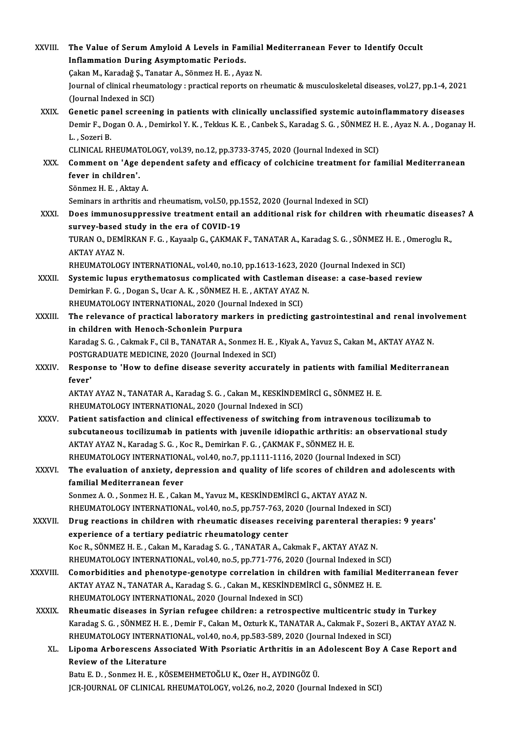XXVIII. **The Value of Serum Amyloid A Levels in Familial Mediterranean Fever to Identify Occult Inflammation During Asymptomatic Periods.**
Çakan M., Karadağ Ş., Tanatar A., Sönmez H. E. , Ayaz N.
Journal of clinical rheumatology : practical reports on rheumatic & musculoskeletal diseases, vol.27, pp.1-4, 2021 (Journal Indexed in SCI)

XXIX. **Genetic panel screening in patients with clinically unclassified systemic autoinflammatory diseases**
Demir F., Dogan O. A. , Demirkol Y. K. , Tekkus K. E. , Canbek S., Karadag S. G. , SÖNMEZ H. E. , Ayaz N. A. , Doganay H. L. , Sozeri B.
CLINICAL RHEUMATOLOGY, vol.39, no.12, pp.3733-3745, 2020 (Journal Indexed in SCI)

XXX. **Comment on 'Age dependent safety and efficacy of colchicine treatment for familial Mediterranean fever in children'.**
Sönmez H. E. , Aktay A.
Seminars in arthritis and rheumatism, vol.50, pp.1552, 2020 (Journal Indexed in SCI)

XXXI. **Does immunosuppressive treatment entail an additional risk for children with rheumatic diseases? A survey-based study in the era of COVID-19**
TURAN O., DEMİRKAN F. G. , Kayaalp G., ÇAKMAK F., TANATAR A., Karadag S. G. , SÖNMEZ H. E. , Omeroglu R., AKTAY AYAZ N.
RHEUMATOLOGY INTERNATIONAL, vol.40, no.10, pp.1613-1623, 2020 (Journal Indexed in SCI)

XXXII. **Systemic lupus erythematosus complicated with Castleman disease: a case-based review**
Demirkan F. G. , Dogan S., Ucar A. K. , SÖNMEZ H. E. , AKTAY AYAZ N.
RHEUMATOLOGY INTERNATIONAL, 2020 (Journal Indexed in SCI)

XXXIII. **The relevance of practical laboratory markers in predicting gastrointestinal and renal involvement in children with Henoch-Schonlein Purpura**
Karadag S. G. , Cakmak F., Cil B., TANATAR A., Sonmez H. E. , Kiyak A., Yavuz S., Cakan M., AKTAY AYAZ N.
POSTGRADUATE MEDICINE, 2020 (Journal Indexed in SCI)

XXXIV. **Response to 'How to define disease severity accurately in patients with familial Mediterranean fever'**
AKTAY AYAZ N., TANATAR A., Karadag S. G. , Cakan M., KESKİNDEMİRCİ G., SÖNMEZ H. E.
RHEUMATOLOGY INTERNATIONAL, 2020 (Journal Indexed in SCI)

XXXV. **Patient satisfaction and clinical effectiveness of switching from intravenous tocilizumab to subcutaneous tocilizumab in patients with juvenile idiopathic arthritis: an observational study**
AKTAY AYAZ N., Karadag S. G. , Koc R., Demirkan F. G. , ÇAKMAK F., SÖNMEZ H. E.
RHEUMATOLOGY INTERNATIONAL, vol.40, no.7, pp.1111-1116, 2020 (Journal Indexed in SCI)

XXXVI. **The evaluation of anxiety, depression and quality of life scores of children and adolescents with familial Mediterranean fever**
Sonmez A. O. , Sonmez H. E. , Cakan M., Yavuz M., KESKİNDEMİRCİ G., AKTAY AYAZ N.
RHEUMATOLOGY INTERNATIONAL, vol.40, no.5, pp.757-763, 2020 (Journal Indexed in SCI)

XXXVII. **Drug reactions in children with rheumatic diseases receiving parenteral therapies: 9 years' experience of a tertiary pediatric rheumatology center**
Koc R., SÖNMEZ H. E. , Cakan M., Karadag S. G. , TANATAR A., Cakmak F., AKTAY AYAZ N.
RHEUMATOLOGY INTERNATIONAL, vol.40, no.5, pp.771-776, 2020 (Journal Indexed in SCI)

XXXVIII. **Comorbidities and phenotype-genotype correlation in children with familial Mediterranean fever**
AKTAY AYAZ N., TANATAR A., Karadag S. G. , Cakan M., KESKİNDEMİRCİ G., SÖNMEZ H. E.
RHEUMATOLOGY INTERNATIONAL, 2020 (Journal Indexed in SCI)

XXXIX. **Rheumatic diseases in Syrian refugee children: a retrospective multicentric study in Turkey**
Karadag S. G. , SÖNMEZ H. E. , Demir F., Cakan M., Ozturk K., TANATAR A., Cakmak F., Sozeri B., AKTAY AYAZ N.
RHEUMATOLOGY INTERNATIONAL, vol.40, no.4, pp.583-589, 2020 (Journal Indexed in SCI)

XL. **Lipoma Arborescens Associated With Psoriatic Arthritis in an Adolescent Boy A Case Report and Review of the Literature**
Batu E. D. , Sonmez H. E. , KÖSEMEHMETOĞLU K., Ozer H., AYDINGÖZ Ü.
JCR-JOURNAL OF CLINICAL RHEUMATOLOGY, vol.26, no.2, 2020 (Journal Indexed in SCI)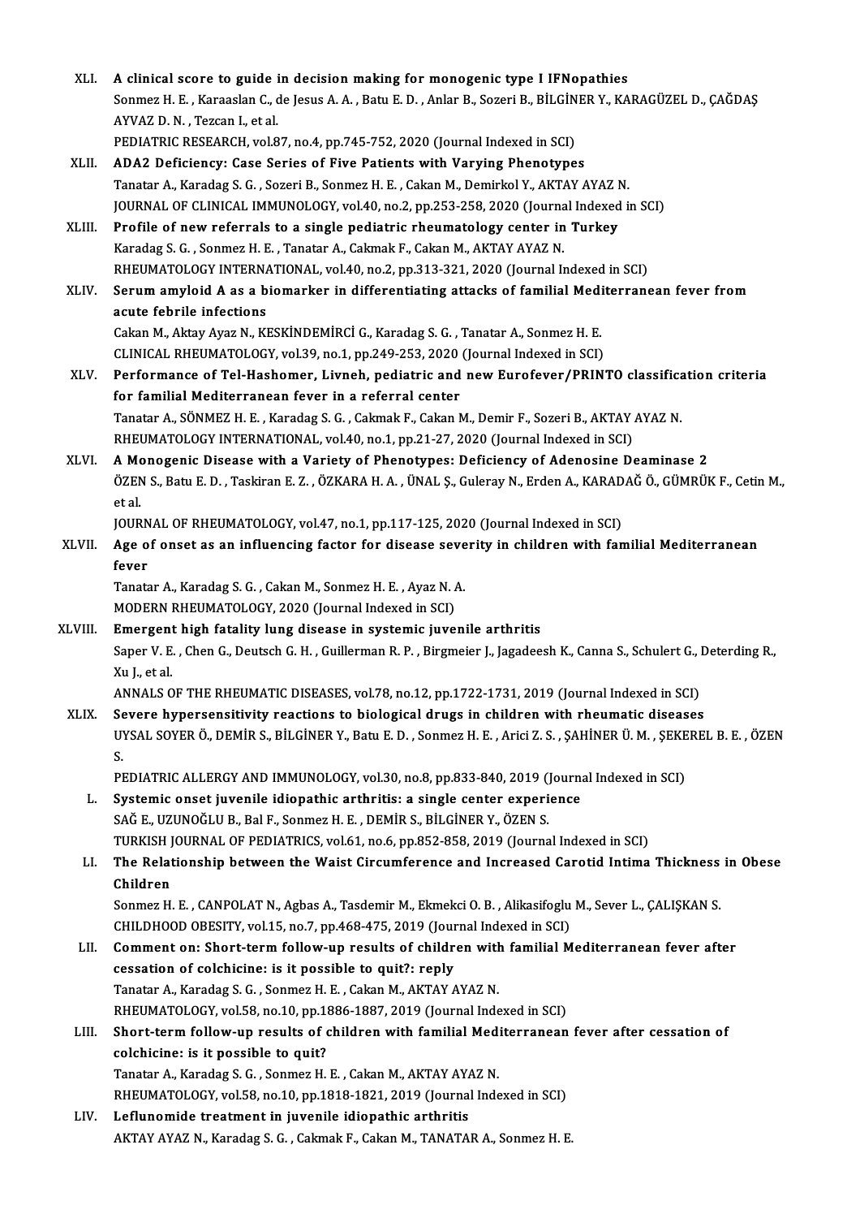XLI. **A clinical score to guide in decision making for monogenic type I IFNopathies**
Sonmez H. E. , Karaaslan C., de Jesus A. A. , Batu E. D. , Anlar B., Sozeri B., BİLGİNER Y., KARAGÜZEL D., ÇAĞDAŞ AYVAZ D. N. , Tezcan I., et al.
PEDIATRIC RESEARCH, vol.87, no.4, pp.745-752, 2020 (Journal Indexed in SCI)

XLII. **ADA2 Deficiency: Case Series of Five Patients with Varying Phenotypes**
Tanatar A., Karadag S. G. , Sozeri B., Sonmez H. E. , Cakan M., Demirkol Y., AKTAY AYAZ N.
JOURNAL OF CLINICAL IMMUNOLOGY, vol.40, no.2, pp.253-258, 2020 (Journal Indexed in SCI)

XLIII. **Profile of new referrals to a single pediatric rheumatology center in Turkey**
Karadag S. G. , Sonmez H. E. , Tanatar A., Cakmak F., Cakan M., AKTAY AYAZ N.
RHEUMATOLOGY INTERNATIONAL, vol.40, no.2, pp.313-321, 2020 (Journal Indexed in SCI)

XLIV. **Serum amyloid A as a biomarker in differentiating attacks of familial Mediterranean fever from acute febrile infections**
Cakan M., Aktay Ayaz N., KESKİNDEMİRCİ G., Karadag S. G. , Tanatar A., Sonmez H. E.
CLINICAL RHEUMATOLOGY, vol.39, no.1, pp.249-253, 2020 (Journal Indexed in SCI)

XLV. **Performance of Tel-Hashomer, Livneh, pediatric and new Eurofever/PRINTO classification criteria for familial Mediterranean fever in a referral center**
Tanatar A., SÖNMEZ H. E. , Karadag S. G. , Cakmak F., Cakan M., Demir F., Sozeri B., AKTAY AYAZ N.
RHEUMATOLOGY INTERNATIONAL, vol.40, no.1, pp.21-27, 2020 (Journal Indexed in SCI)

XLVI. **A Monogenic Disease with a Variety of Phenotypes: Deficiency of Adenosine Deaminase 2**
ÖZEN S., Batu E. D. , Taskiran E. Z. , ÖZKARA H. A. , ÜNAL Ş., Guleray N., Erden A., KARADAĞ Ö., GÜMRÜK F., Cetin M., et al.
JOURNAL OF RHEUMATOLOGY, vol.47, no.1, pp.117-125, 2020 (Journal Indexed in SCI)

XLVII. **Age of onset as an influencing factor for disease severity in children with familial Mediterranean fever**
Tanatar A., Karadag S. G. , Cakan M., Sonmez H. E. , Ayaz N. A.
MODERN RHEUMATOLOGY, 2020 (Journal Indexed in SCI)

XLVIII. **Emergent high fatality lung disease in systemic juvenile arthritis**
Saper V. E. , Chen G., Deutsch G. H. , Guillerman R. P. , Birgmeier J., Jagadeesh K., Canna S., Schulert G., Deterding R., Xu J., et al.
ANNALS OF THE RHEUMATIC DISEASES, vol.78, no.12, pp.1722-1731, 2019 (Journal Indexed in SCI)

XLIX. **Severe hypersensitivity reactions to biological drugs in children with rheumatic diseases**
UYSAL SOYER Ö., DEMİR S., BİLGİNER Y., Batu E. D. , Sonmez H. E. , Arici Z. S. , ŞAHİNER Ü. M. , ŞEKEREL B. E. , ÖZEN S.
PEDIATRIC ALLERGY AND IMMUNOLOGY, vol.30, no.8, pp.833-840, 2019 (Journal Indexed in SCI)

L. **Systemic onset juvenile idiopathic arthritis: a single center experience**
SAĞ E., UZUNOĞLU B., Bal F., Sonmez H. E. , DEMİR S., BİLGİNER Y., ÖZEN S.
TURKISH JOURNAL OF PEDIATRICS, vol.61, no.6, pp.852-858, 2019 (Journal Indexed in SCI)

LI. **The Relationship between the Waist Circumference and Increased Carotid Intima Thickness in Obese Children**
Sonmez H. E. , CANPOLAT N., Agbas A., Tasdemir M., Ekmekci O. B. , Alikasifoglu M., Sever L., ÇALIŞKAN S.
CHILDHOOD OBESITY, vol.15, no.7, pp.468-475, 2019 (Journal Indexed in SCI)

LII. **Comment on: Short-term follow-up results of children with familial Mediterranean fever after cessation of colchicine: is it possible to quit?: reply**
Tanatar A., Karadag S. G. , Sonmez H. E. , Cakan M., AKTAY AYAZ N.
RHEUMATOLOGY, vol.58, no.10, pp.1886-1887, 2019 (Journal Indexed in SCI)

LIII. **Short-term follow-up results of children with familial Mediterranean fever after cessation of colchicine: is it possible to quit?**
Tanatar A., Karadag S. G. , Sonmez H. E. , Cakan M., AKTAY AYAZ N.
RHEUMATOLOGY, vol.58, no.10, pp.1818-1821, 2019 (Journal Indexed in SCI)

LIV. **Leflunomide treatment in juvenile idiopathic arthritis**
AKTAY AYAZ N., Karadag S. G. , Cakmak F., Cakan M., TANATAR A., Sonmez H. E.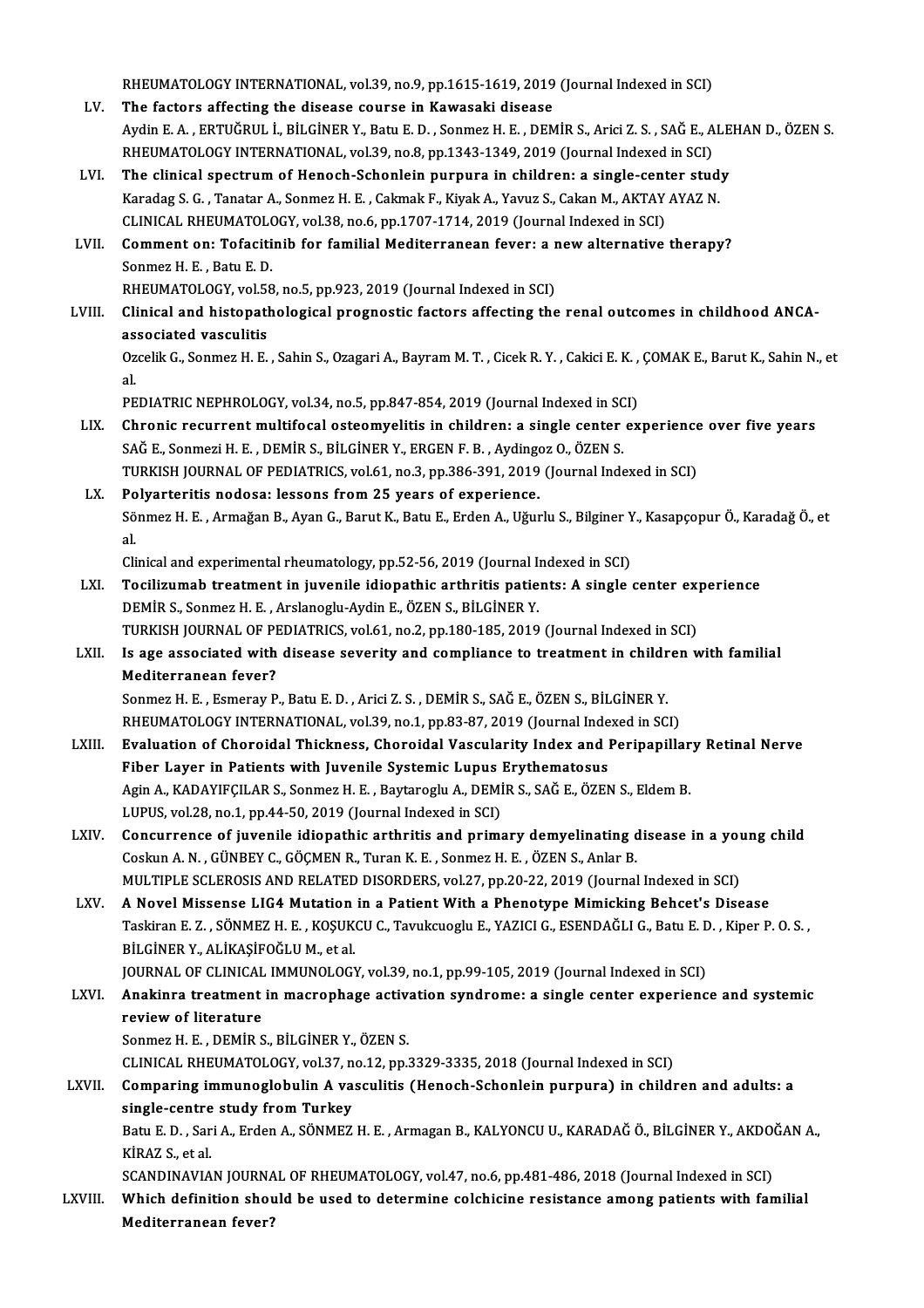RHEUMATOLOGY INTERNATIONAL, vol.39, no.9, pp.1615-1619, 2019 (Journal Indexed in SCI)

LV. **The factors affecting the disease course in Kawasaki disease**
Aydin E. A. , ERTUĞRUL İ., BİLGİNER Y., Batu E. D. , Sonmez H. E. , DEMİR S., Arici Z. S. , SAĞ E., ALEHAN D., ÖZEN S.
RHEUMATOLOGY INTERNATIONAL, vol.39, no.8, pp.1343-1349, 2019 (Journal Indexed in SCI)

LVI. **The clinical spectrum of Henoch-Schonlein purpura in children: a single-center study**
Karadag S. G. , Tanatar A., Sonmez H. E. , Cakmak F., Kiyak A., Yavuz S., Cakan M., AKTAY AYAZ N.
CLINICAL RHEUMATOLOGY, vol.38, no.6, pp.1707-1714, 2019 (Journal Indexed in SCI)

LVII. **Comment on: Tofacitinib for familial Mediterranean fever: a new alternative therapy?**
Sonmez H. E. , Batu E. D.
RHEUMATOLOGY, vol.58, no.5, pp.923, 2019 (Journal Indexed in SCI)

LVIII. **Clinical and histopathological prognostic factors affecting the renal outcomes in childhood ANCA-associated vasculitis**
Ozcelik G., Sonmez H. E. , Sahin S., Ozagari A., Bayram M. T. , Cicek R. Y. , Cakici E. K. , ÇOMAK E., Barut K., Sahin N., et al.
PEDIATRIC NEPHROLOGY, vol.34, no.5, pp.847-854, 2019 (Journal Indexed in SCI)

LIX. **Chronic recurrent multifocal osteomyelitis in children: a single center experience over five years**
SAĞ E., Sonmezi H. E. , DEMİR S., BİLGİNER Y., ERGEN F. B. , Aydingoz O., ÖZEN S.
TURKISH JOURNAL OF PEDIATRICS, vol.61, no.3, pp.386-391, 2019 (Journal Indexed in SCI)

LX. **Polyarteritis nodosa: lessons from 25 years of experience.**
Sönmez H. E. , Armağan B., Ayan G., Barut K., Batu E., Erden A., Uğurlu S., Bilginer Y., Kasapçopur Ö., Karadağ Ö., et al.
Clinical and experimental rheumatology, pp.52-56, 2019 (Journal Indexed in SCI)

LXI. **Tocilizumab treatment in juvenile idiopathic arthritis patients: A single center experience**
DEMİR S., Sonmez H. E. , Arslanoglu-Aydin E., ÖZEN S., BİLGİNER Y.
TURKISH JOURNAL OF PEDIATRICS, vol.61, no.2, pp.180-185, 2019 (Journal Indexed in SCI)

LXII. **Is age associated with disease severity and compliance to treatment in children with familial Mediterranean fever?**
Sonmez H. E. , Esmeray P., Batu E. D. , Arici Z. S. , DEMİR S., SAĞ E., ÖZEN S., BİLGİNER Y.
RHEUMATOLOGY INTERNATIONAL, vol.39, no.1, pp.83-87, 2019 (Journal Indexed in SCI)

LXIII. **Evaluation of Choroidal Thickness, Choroidal Vascularity Index and Peripapillary Retinal Nerve Fiber Layer in Patients with Juvenile Systemic Lupus Erythematosus**
Agin A., KADAYIFÇILAR S., Sonmez H. E. , Baytaroglu A., DEMİR S., SAĞ E., ÖZEN S., Eldem B.
LUPUS, vol.28, no.1, pp.44-50, 2019 (Journal Indexed in SCI)

LXIV. **Concurrence of juvenile idiopathic arthritis and primary demyelinating disease in a young child**
Coskun A. N. , GÜNBEY C., GÖÇMEN R., Turan K. E. , Sonmez H. E. , ÖZEN S., Anlar B.
MULTIPLE SCLEROSIS AND RELATED DISORDERS, vol.27, pp.20-22, 2019 (Journal Indexed in SCI)

LXV. **A Novel Missense LIG4 Mutation in a Patient With a Phenotype Mimicking Behcet's Disease**
Taskiran E. Z. , SÖNMEZ H. E. , KOŞUKCU C., Tavukcuoglu E., YAZICI G., ESENDAĞLI G., Batu E. D. , Kiper P. O. S. , BİLGİNER Y., ALİKAŞİFOĞLU M., et al.
JOURNAL OF CLINICAL IMMUNOLOGY, vol.39, no.1, pp.99-105, 2019 (Journal Indexed in SCI)

LXVI. **Anakinra treatment in macrophage activation syndrome: a single center experience and systemic review of literature**
Sonmez H. E. , DEMİR S., BİLGİNER Y., ÖZEN S.
CLINICAL RHEUMATOLOGY, vol.37, no.12, pp.3329-3335, 2018 (Journal Indexed in SCI)

LXVII. **Comparing immunoglobulin A vasculitis (Henoch-Schonlein purpura) in children and adults: a single-centre study from Turkey**
Batu E. D. , Sari A., Erden A., SÖNMEZ H. E. , Armagan B., KALYONCU U., KARADAĞ Ö., BİLGİNER Y., AKDOĞAN A., KİRAZ S., et al.
SCANDINAVIAN JOURNAL OF RHEUMATOLOGY, vol.47, no.6, pp.481-486, 2018 (Journal Indexed in SCI)

LXVIII. **Which definition should be used to determine colchicine resistance among patients with familial Mediterranean fever?**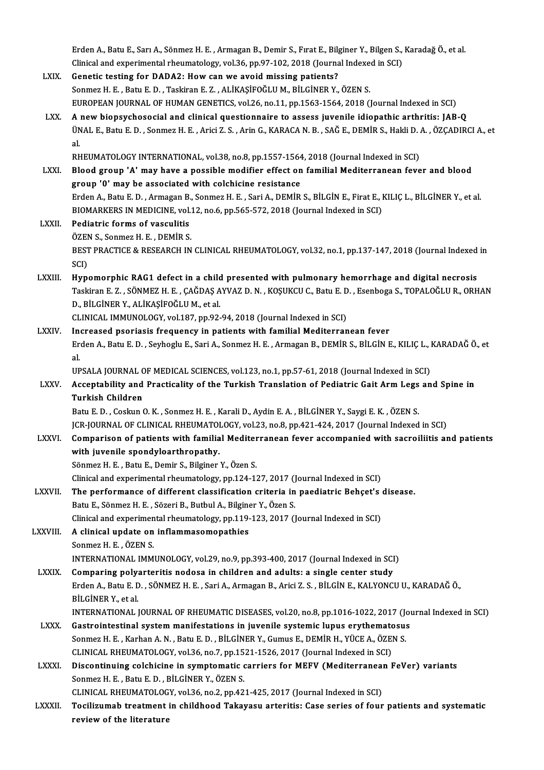Erden A., Batu E., Sarı A., Sönmez H. E. , Armagan B., Demir S., Fırat E., Bilginer Y., Bilgen S., Karadağ Ö., et al.
Clinical and experimental rheumatology, vol.36, pp.97-102, 2018 (Journal Indexed in SCI)

LXIX. **Genetic testing for DADA2: How can we avoid missing patients?**
Sonmez H. E. , Batu E. D. , Taskiran E. Z. , ALİKAŞİFOĞLU M., BİLGİNER Y., ÖZEN S.
EUROPEAN JOURNAL OF HUMAN GENETICS, vol.26, no.11, pp.1563-1564, 2018 (Journal Indexed in SCI)

LXX. **A new biopsychosocial and clinical questionnaire to assess juvenile idiopathic arthritis: JAB-Q**
ÜNAL E., Batu E. D. , Sonmez H. E. , Arici Z. S. , Arin G., KARACA N. B. , SAĞ E., DEMİR S., Hakli D. A. , ÖZÇADIRCI A., et al.
RHEUMATOLOGY INTERNATIONAL, vol.38, no.8, pp.1557-1564, 2018 (Journal Indexed in SCI)

LXXI. **Blood group 'A' may have a possible modifier effect on familial Mediterranean fever and blood group '0' may be associated with colchicine resistance**
Erden A., Batu E. D. , Armagan B., Sonmez H. E. , Sari A., DEMİR S., BİLGİN E., Firat E., KILIÇ L., BİLGİNER Y., et al.
BIOMARKERS IN MEDICINE, vol.12, no.6, pp.565-572, 2018 (Journal Indexed in SCI)

LXXII. **Pediatric forms of vasculitis**
ÖZEN S., Sonmez H. E. , DEMİR S.
BEST PRACTICE & RESEARCH IN CLINICAL RHEUMATOLOGY, vol.32, no.1, pp.137-147, 2018 (Journal Indexed in SCI)

LXXIII. **Hypomorphic RAG1 defect in a child presented with pulmonary hemorrhage and digital necrosis**
Taskiran E. Z. , SÖNMEZ H. E. , ÇAĞDAŞ AYVAZ D. N. , KOŞUKCU C., Batu E. D. , Esenboga S., TOPALOĞLU R., ORHAN D., BİLGİNER Y., ALİKAŞİFOĞLU M., et al.
CLINICAL IMMUNOLOGY, vol.187, pp.92-94, 2018 (Journal Indexed in SCI)

LXXIV. **Increased psoriasis frequency in patients with familial Mediterranean fever**
Erden A., Batu E. D. , Seyhoglu E., Sari A., Sonmez H. E. , Armagan B., DEMİR S., BİLGİN E., KILIÇ L., KARADAĞ Ö., et al.
UPSALA JOURNAL OF MEDICAL SCIENCES, vol.123, no.1, pp.57-61, 2018 (Journal Indexed in SCI)

LXXV. **Acceptability and Practicality of the Turkish Translation of Pediatric Gait Arm Legs and Spine in Turkish Children**
Batu E. D. , Coskun O. K. , Sonmez H. E. , Karali D., Aydin E. A. , BİLGİNER Y., Saygi E. K. , ÖZEN S.
JCR-JOURNAL OF CLINICAL RHEUMATOLOGY, vol.23, no.8, pp.421-424, 2017 (Journal Indexed in SCI)

LXXVI. **Comparison of patients with familial Mediterranean fever accompanied with sacroiliitis and patients with juvenile spondyloarthropathy.**
Sönmez H. E. , Batu E., Demir S., Bilginer Y., Özen S.
Clinical and experimental rheumatology, pp.124-127, 2017 (Journal Indexed in SCI)

LXXVII. **The performance of different classification criteria in paediatric Behçet's disease.**
Batu E., Sönmez H. E. , Sözeri B., Butbul A., Bilginer Y., Özen S.
Clinical and experimental rheumatology, pp.119-123, 2017 (Journal Indexed in SCI)

LXXVIII. **A clinical update on inflammasomopathies**
Sonmez H. E. , ÖZEN S.
INTERNATIONAL IMMUNOLOGY, vol.29, no.9, pp.393-400, 2017 (Journal Indexed in SCI)

LXXIX. **Comparing polyarteritis nodosa in children and adults: a single center study**
Erden A., Batu E. D. , SÖNMEZ H. E. , Sari A., Armagan B., Arici Z. S. , BİLGİN E., KALYONCU U., KARADAĞ Ö., BİLGİNER Y., et al.
INTERNATIONAL JOURNAL OF RHEUMATIC DISEASES, vol.20, no.8, pp.1016-1022, 2017 (Journal Indexed in SCI)

LXXX. **Gastrointestinal system manifestations in juvenile systemic lupus erythematosus**
Sonmez H. E. , Karhan A. N. , Batu E. D. , BİLGİNER Y., Gumus E., DEMİR H., YÜCE A., ÖZEN S.
CLINICAL RHEUMATOLOGY, vol.36, no.7, pp.1521-1526, 2017 (Journal Indexed in SCI)

LXXXI. **Discontinuing colchicine in symptomatic carriers for MEFV (Mediterranean FeVer) variants**
Sonmez H. E. , Batu E. D. , BİLGİNER Y., ÖZEN S.
CLINICAL RHEUMATOLOGY, vol.36, no.2, pp.421-425, 2017 (Journal Indexed in SCI)

LXXXII. **Tocilizumab treatment in childhood Takayasu arteritis: Case series of four patients and systematic review of the literature**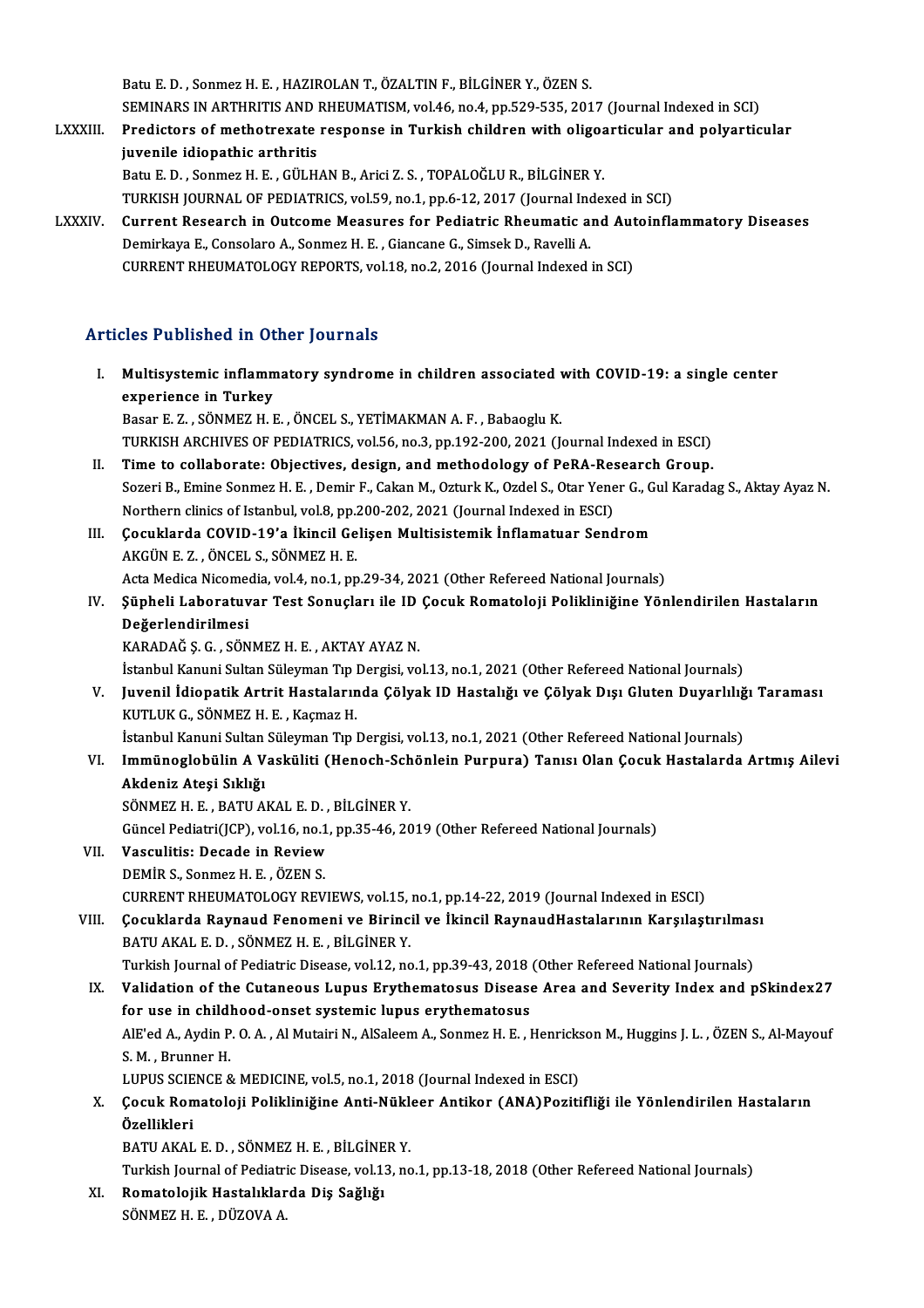Batu E. D. , Sonmez H. E. , HAZIROLAN T., ÖZALTIN F., BİLGİNER Y., ÖZEN S.
SEMINARS IN ARTHRITIS AND RHEUMATISM, vol.46, no.4, pp.529-535, 2017 (Journal Indexed in SCI)

LXXXIII. **Predictors of methotrexate response in Turkish children with oligoarticular and polyarticular juvenile idiopathic arthritis**
Batu E. D. , Sonmez H. E. , GÜLHAN B., Arici Z. S. , TOPALOĞLU R., BİLGİNER Y.
TURKISH JOURNAL OF PEDIATRICS, vol.59, no.1, pp.6-12, 2017 (Journal Indexed in SCI)

LXXXIV. **Current Research in Outcome Measures for Pediatric Rheumatic and Autoinflammatory Diseases**
Demirkaya E., Consolaro A., Sonmez H. E. , Giancane G., Simsek D., Ravelli A.
CURRENT RHEUMATOLOGY REPORTS, vol.18, no.2, 2016 (Journal Indexed in SCI)

## Articles Published in Other Journals

I. **Multisystemic inflammatory syndrome in children associated with COVID-19: a single center experience in Turkey**
Basar E. Z. , SÖNMEZ H. E. , ÖNCEL S., YETİMAKMAN A. F. , Babaoglu K.
TURKISH ARCHIVES OF PEDIATRICS, vol.56, no.3, pp.192-200, 2021 (Journal Indexed in ESCI)

II. **Time to collaborate: Objectives, design, and methodology of PeRA-Research Group.**
Sozeri B., Emine Sonmez H. E. , Demir F., Cakan M., Ozturk K., Ozdel S., Otar Yener G., Gul Karadag S., Aktay Ayaz N.
Northern clinics of Istanbul, vol.8, pp.200-202, 2021 (Journal Indexed in ESCI)

III. **Çocuklarda COVID-19'a İkincil Gelişen Multisistemik İnflamatuar Sendrom**
AKGÜN E. Z. , ÖNCEL S., SÖNMEZ H. E.
Acta Medica Nicomedia, vol.4, no.1, pp.29-34, 2021 (Other Refereed National Journals)

IV. **Şüpheli Laboratuvar Test Sonuçları ile ID Çocuk Romatoloji Polikliniğine Yönlendirilen Hastaların Değerlendirilmesi**
KARADAĞ Ş. G. , SÖNMEZ H. E. , AKTAY AYAZ N.
İstanbul Kanuni Sultan Süleyman Tıp Dergisi, vol.13, no.1, 2021 (Other Refereed National Journals)

V. **Juvenil İdiopatik Artrit Hastalarında Çölyak ID Hastalığı ve Çölyak Dışı Gluten Duyarlılığı Taraması**
KUTLUK G., SÖNMEZ H. E. , Kaçmaz H.
İstanbul Kanuni Sultan Süleyman Tıp Dergisi, vol.13, no.1, 2021 (Other Refereed National Journals)

VI. **Immünoglobülin A Vasküliti (Henoch-Schönlein Purpura) Tanısı Olan Çocuk Hastalarda Artmış Ailevi Akdeniz Ateşi Sıklığı**
SÖNMEZ H. E. , BATU AKAL E. D. , BİLGİNER Y.
Güncel Pediatri(JCP), vol.16, no.1, pp.35-46, 2019 (Other Refereed National Journals)

VII. **Vasculitis: Decade in Review**
DEMİR S., Sonmez H. E. , ÖZEN S.
CURRENT RHEUMATOLOGY REVIEWS, vol.15, no.1, pp.14-22, 2019 (Journal Indexed in ESCI)

VIII. **Çocuklarda Raynaud Fenomeni ve Birincil ve İkincil RaynaudHastalarının Karşılaştırılması**
BATU AKAL E. D. , SÖNMEZ H. E. , BİLGİNER Y.
Turkish Journal of Pediatric Disease, vol.12, no.1, pp.39-43, 2018 (Other Refereed National Journals)

IX. **Validation of the Cutaneous Lupus Erythematosus Disease Area and Severity Index and pSkindex27 for use in childhood-onset systemic lupus erythematosus**
AlE'ed A., Aydin P. O. A. , Al Mutairi N., AlSaleem A., Sonmez H. E. , Henrickson M., Huggins J. L. , ÖZEN S., Al-Mayouf S. M. , Brunner H.
LUPUS SCIENCE & MEDICINE, vol.5, no.1, 2018 (Journal Indexed in ESCI)

X. **Çocuk Romatoloji Polikliniğine Anti-Nükleer Antikor (ANA)Pozitifliği ile Yönlendirilen Hastaların Özellikleri**
BATU AKAL E. D. , SÖNMEZ H. E. , BİLGİNER Y.
Turkish Journal of Pediatric Disease, vol.13, no.1, pp.13-18, 2018 (Other Refereed National Journals)

XI. **Romatolojik Hastalıklarda Diş Sağlığı**
SÖNMEZ H. E. , DÜZOVA A.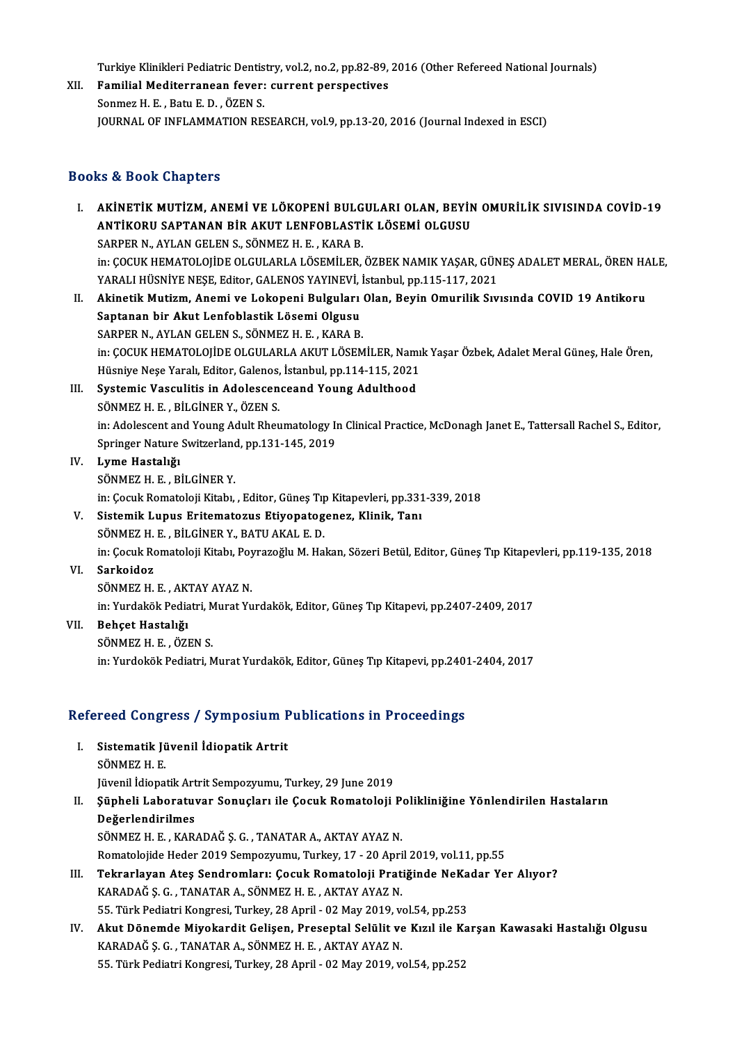Turkiye Klinikleri Pediatric Dentistry, vol.2, no.2, pp.82-89, 2016 (Other Refereed National Journals)

XII. **Familial Mediterranean fever: current perspectives**
Sonmez H. E. , Batu E. D. , ÖZEN S.
JOURNAL OF INFLAMMATION RESEARCH, vol.9, pp.13-20, 2016 (Journal Indexed in ESCI)

## Books & Book Chapters

I. **AKİNETİK MUTİZM, ANEMİ VE LÖKOPENİ BULGULARI OLAN, BEYİN OMURİLİK SIVISINDA COVİD-19 ANTİKORU SAPTANAN BİR AKUT LENFOBLASTİK LÖSEMİ OLGUSU**
SARPER N., AYLAN GELEN S., SÖNMEZ H. E. , KARA B.
in: ÇOCUK HEMATOLOJİDE OLGULARLA LÖSEMİLER, ÖZBEK NAMIK YAŞAR, GÜNEŞ ADALET MERAL, ÖREN HALE, YARALI HÜSNİYE NEŞE, Editor, GALENOS YAYINEVİ, İstanbul, pp.115-117, 2021

II. **Akinetik Mutizm, Anemi ve Lokopeni Bulguları Olan, Beyin Omurilik Sıvısında COVID 19 Antikoru Saptanan bir Akut Lenfoblastik Lösemi Olgusu**
SARPER N., AYLAN GELEN S., SÖNMEZ H. E. , KARA B.
in: ÇOCUK HEMATOLOJİDE OLGULARLA AKUT LÖSEMİLER, Namık Yaşar Özbek, Adalet Meral Güneş, Hale Ören, Hüsniye Neşe Yaralı, Editor, Galenos, İstanbul, pp.114-115, 2021

III. **Systemic Vasculitis in Adolescenceand Young Adulthood**
SÖNMEZ H. E. , BİLGİNER Y., ÖZEN S.
in: Adolescent and Young Adult Rheumatology In Clinical Practice, McDonagh Janet E., Tattersall Rachel S., Editor, Springer Nature Switzerland, pp.131-145, 2019

IV. **Lyme Hastalığı**
SÖNMEZ H. E. , BİLGİNER Y.
in: Çocuk Romatoloji Kitabı, , Editor, Güneş Tıp Kitapevleri, pp.331-339, 2018

V. **Sistemik Lupus Eritematozus Etiyopatogenez, Klinik, Tanı**
SÖNMEZ H. E. , BİLGİNER Y., BATU AKAL E. D.
in: Çocuk Romatoloji Kitabı, Poyrazoğlu M. Hakan, Sözeri Betül, Editor, Güneş Tıp Kitapevleri, pp.119-135, 2018

VI. **Sarkoidoz**
SÖNMEZ H. E. , AKTAY AYAZ N.
in: Yurdakök Pediatri, Murat Yurdakök, Editor, Güneş Tıp Kitapevi, pp.2407-2409, 2017

VII. **Behçet Hastalığı**
SÖNMEZ H. E. , ÖZEN S.
in: Yurdokök Pediatri, Murat Yurdakök, Editor, Güneş Tıp Kitapevi, pp.2401-2404, 2017

## Refereed Congress / Symposium Publications in Proceedings

I. **Sistematik Jüvenil İdiopatik Artrit**
SÖNMEZ H. E.
Jüvenil İdiopatik Artrit Sempozyumu, Turkey, 29 June 2019

II. **Şüpheli Laboratuvar Sonuçları ile Çocuk Romatoloji Polikliniğine Yönlendirilen Hastaların Değerlendirilmes**
SÖNMEZ H. E. , KARADAĞ Ş. G. , TANATAR A., AKTAY AYAZ N.
Romatolojide Heder 2019 Sempozyumu, Turkey, 17 - 20 April 2019, vol.11, pp.55

III. **Tekrarlayan Ateş Sendromları: Çocuk Romatoloji Pratiğinde NeKadar Yer Alıyor?**
KARADAĞ Ş. G. , TANATAR A., SÖNMEZ H. E. , AKTAY AYAZ N.
55. Türk Pediatri Kongresi, Turkey, 28 April - 02 May 2019, vol.54, pp.253

IV. **Akut Dönemde Miyokardit Gelişen, Preseptal Selülit ve Kızıl ile Karşan Kawasaki Hastalığı Olgusu**
KARADAĞ Ş. G. , TANATAR A., SÖNMEZ H. E. , AKTAY AYAZ N.
55. Türk Pediatri Kongresi, Turkey, 28 April - 02 May 2019, vol.54, pp.252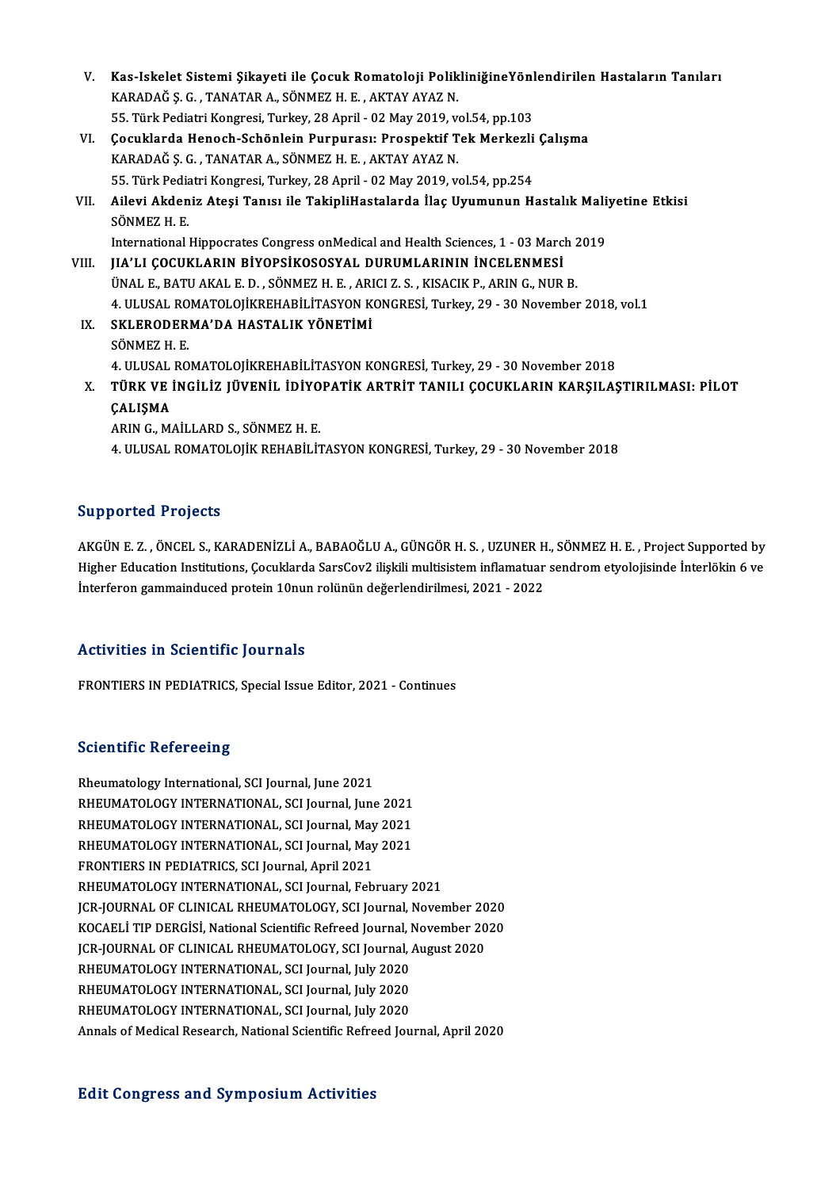V. **Kas-Iskelet Sistemi Şikayeti ile Çocuk Romatoloji PolikliniğineYönlendirilen Hastaların Tanıları**
KARADAĞ Ş. G. , TANATAR A., SÖNMEZ H. E. , AKTAY AYAZ N.
55. Türk Pediatri Kongresi, Turkey, 28 April - 02 May 2019, vol.54, pp.103

VI. **Çocuklarda Henoch-Schönlein Purpurası: Prospektif Tek Merkezli Çalışma**
KARADAĞ Ş. G. , TANATAR A., SÖNMEZ H. E. , AKTAY AYAZ N.
55. Türk Pediatri Kongresi, Turkey, 28 April - 02 May 2019, vol.54, pp.254

VII. **Ailevi Akdeniz Ateşi Tanısı ile TakipliHastalarda İlaç Uyumunun Hastalık Maliyetine Etkisi**
SÖNMEZ H. E.
International Hippocrates Congress onMedical and Health Sciences, 1 - 03 March 2019

VIII. **JIA'LI ÇOCUKLARIN BİYOPSİKOSOSYAL DURUMLARININ İNCELENMESİ**
ÜNAL E., BATU AKAL E. D. , SÖNMEZ H. E. , ARICI Z. S. , KISACIK P., ARIN G., NUR B.
4. ULUSAL ROMATOLOJİKREHABİLİTASYON KONGRESİ, Turkey, 29 - 30 November 2018, vol.1

IX. **SKLERODERMA'DA HASTALIK YÖNETİMİ**
SÖNMEZ H. E.
4. ULUSAL ROMATOLOJİKREHABİLİTASYON KONGRESİ, Turkey, 29 - 30 November 2018

X. **TÜRK VE İNGİLİZ JÜVENİL İDİYOPATİK ARTRİT TANILI ÇOCUKLARIN KARŞILAŞTIRILMASI: PİLOT ÇALIŞMA**
ARIN G., MAİLLARD S., SÖNMEZ H. E.
4. ULUSAL ROMATOLOJİK REHABİLİTASYON KONGRESİ, Turkey, 29 - 30 November 2018

## Supported Projects

AKGÜN E. Z. , ÖNCEL S., KARADENİZLİ A., BABAOĞLU A., GÜNGÖR H. S. , UZUNER H., SÖNMEZ H. E. , Project Supported by Higher Education Institutions, Çocuklarda SarsCov2 ilişkili multisistem inflamatuar sendrom etyolojisinde İnterlökin 6 ve İnterferon gammainduced protein 10nun rolünün değerlendirilmesi, 2021 - 2022

## Activities in Scientific Journals

FRONTIERS IN PEDIATRICS, Special Issue Editor, 2021 - Continues

## Scientific Refereeing

Rheumatology International, SCI Journal, June 2021
RHEUMATOLOGY INTERNATIONAL, SCI Journal, June 2021
RHEUMATOLOGY INTERNATIONAL, SCI Journal, May 2021
RHEUMATOLOGY INTERNATIONAL, SCI Journal, May 2021
FRONTIERS IN PEDIATRICS, SCI Journal, April 2021
RHEUMATOLOGY INTERNATIONAL, SCI Journal, February 2021
JCR-JOURNAL OF CLINICAL RHEUMATOLOGY, SCI Journal, November 2020
KOCAELİ TIP DERGİSİ, National Scientific Refreed Journal, November 2020
JCR-JOURNAL OF CLINICAL RHEUMATOLOGY, SCI Journal, August 2020
RHEUMATOLOGY INTERNATIONAL, SCI Journal, July 2020
RHEUMATOLOGY INTERNATIONAL, SCI Journal, July 2020
RHEUMATOLOGY INTERNATIONAL, SCI Journal, July 2020
Annals of Medical Research, National Scientific Refreed Journal, April 2020

## Edit Congress and Symposium Activities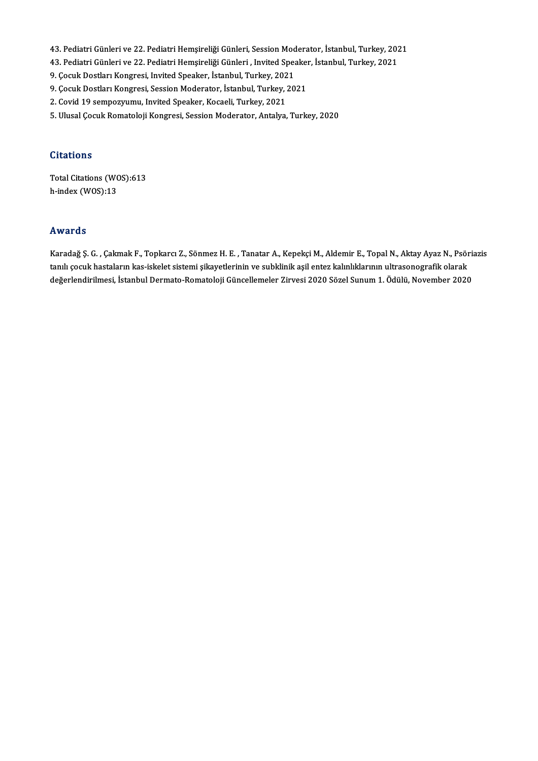43. Pediatri Günleri ve 22. Pediatri Hemşireliği Günleri, Session Moderator, İstanbul, Turkey, 2021
43. Pediatri Günleri ve 22. Pediatri Hemşireliği Günleri , Invited Speaker, İstanbul, Turkey, 2021
9. Çocuk Dostları Kongresi, Invited Speaker, İstanbul, Turkey, 2021
9. Çocuk Dostları Kongresi, Session Moderator, İstanbul, Turkey, 2021
2. Covid 19 sempozyumu, Invited Speaker, Kocaeli, Turkey, 2021
5. Ulusal Çocuk Romatoloji Kongresi, Session Moderator, Antalya, Turkey, 2020

## Citations

Total Citations (WOS):613
h-index (WOS):13

## Awards

Karadağ Ş. G. , Çakmak F., Topkarcı Z., Sönmez H. E. , Tanatar A., Kepekçi M., Aldemir E., Topal N., Aktay Ayaz N., Psöriazis tanılı çocuk hastaların kas-iskelet sistemi şikayetlerinin ve subklinik aşil entez kalınlıklarının ultrasonografik olarak değerlendirilmesi, İstanbul Dermato-Romatoloji Güncellemeler Zirvesi 2020 Sözel Sunum 1. Ödülü, November 2020